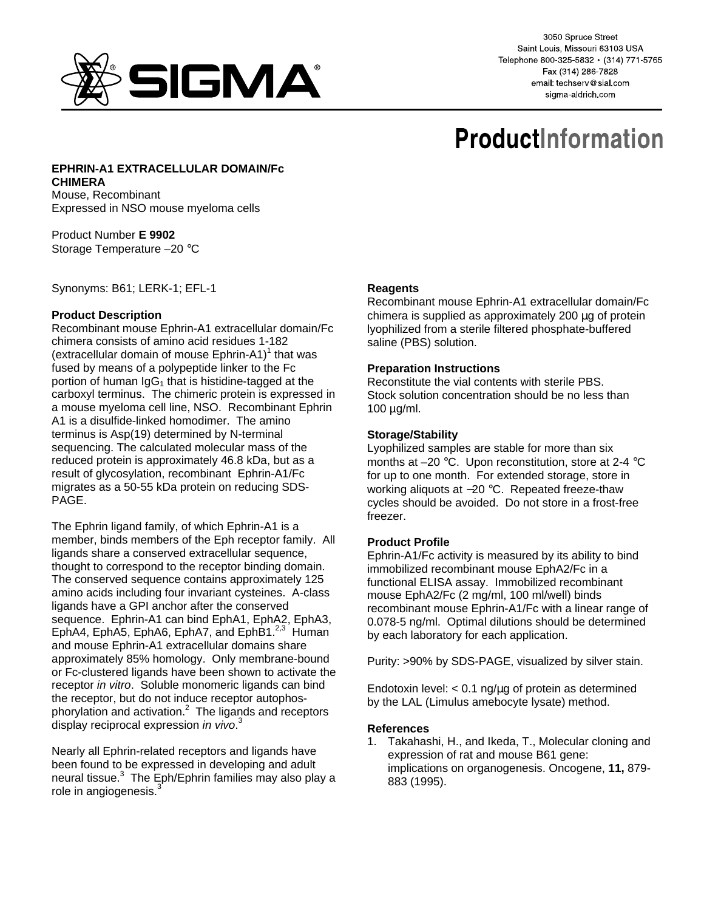3050 Spruce Street
Saint Louis, Missouri 63103 USA
Telephone 800-325-5832 • (314) 771-5765
Fax (314) 286-7828
email: techserv@sial.com
sigma-aldrich.com

# ProductInformation

**EPHRIN-A1 EXTRACELLULAR DOMAIN/Fc CHIMERA**
Mouse, Recombinant
Expressed in NSO mouse myeloma cells

Product Number **E 9902**
Storage Temperature –20 °C

Synonyms: B61; LERK-1; EFL-1

### Product Description

Recombinant mouse Ephrin-A1 extracellular domain/Fc chimera consists of amino acid residues 1-182 (extracellular domain of mouse Ephrin-A1)[1] that was fused by means of a polypeptide linker to the Fc portion of human $IgG_1$ that is histidine-tagged at the carboxyl terminus. The chimeric protein is expressed in a mouse myeloma cell line, NSO. Recombinant Ephrin A1 is a disulfide-linked homodimer. The amino terminus is Asp(19) determined by N-terminal sequencing. The calculated molecular mass of the reduced protein is approximately 46.8 kDa, but as a result of glycosylation, recombinant Ephrin-A1/Fc migrates as a 50-55 kDa protein on reducing SDS-PAGE.

The Ephrin ligand family, of which Ephrin-A1 is a member, binds members of the Eph receptor family. All ligands share a conserved extracellular sequence, thought to correspond to the receptor binding domain. The conserved sequence contains approximately 125 amino acids including four invariant cysteines. A-class ligands have a GPI anchor after the conserved sequence. Ephrin-A1 can bind EphA1, EphA2, EphA3, EphA4, EphA5, EphA6, EphA7, and EphB1.[2,3] Human and mouse Ephrin-A1 extracellular domains share approximately 85% homology. Only membrane-bound or Fc-clustered ligands have been shown to activate the receptor *in vitro*. Soluble monomeric ligands can bind the receptor, but do not induce receptor autophosphorylation and activation.[2] The ligands and receptors display reciprocal expression *in vivo*.[3]

Nearly all Ephrin-related receptors and ligands have been found to be expressed in developing and adult neural tissue.[3] The Eph/Ephrin families may also play a role in angiogenesis.[3]

### Reagents

Recombinant mouse Ephrin-A1 extracellular domain/Fc chimera is supplied as approximately 200 μg of protein lyophilized from a sterile filtered phosphate-buffered saline (PBS) solution.

### Preparation Instructions

Reconstitute the vial contents with sterile PBS. Stock solution concentration should be no less than 100 μg/ml.

### Storage/Stability

Lyophilized samples are stable for more than six months at –20 °C. Upon reconstitution, store at 2-4 °C for up to one month. For extended storage, store in working aliquots at –20 °C. Repeated freeze-thaw cycles should be avoided. Do not store in a frost-free freezer.

### Product Profile

Ephrin-A1/Fc activity is measured by its ability to bind immobilized recombinant mouse EphA2/Fc in a functional ELISA assay. Immobilized recombinant mouse EphA2/Fc (2 mg/ml, 100 ml/well) binds recombinant mouse Ephrin-A1/Fc with a linear range of 0.078-5 ng/ml. Optimal dilutions should be determined by each laboratory for each application.

Purity: >90% by SDS-PAGE, visualized by silver stain.

Endotoxin level: < 0.1 ng/μg of protein as determined by the LAL (Limulus amebocyte lysate) method.

### References

1. Takahashi, H., and Ikeda, T., Molecular cloning and expression of rat and mouse B61 gene: implications on organogenesis. Oncogene, **11,** 879-883 (1995).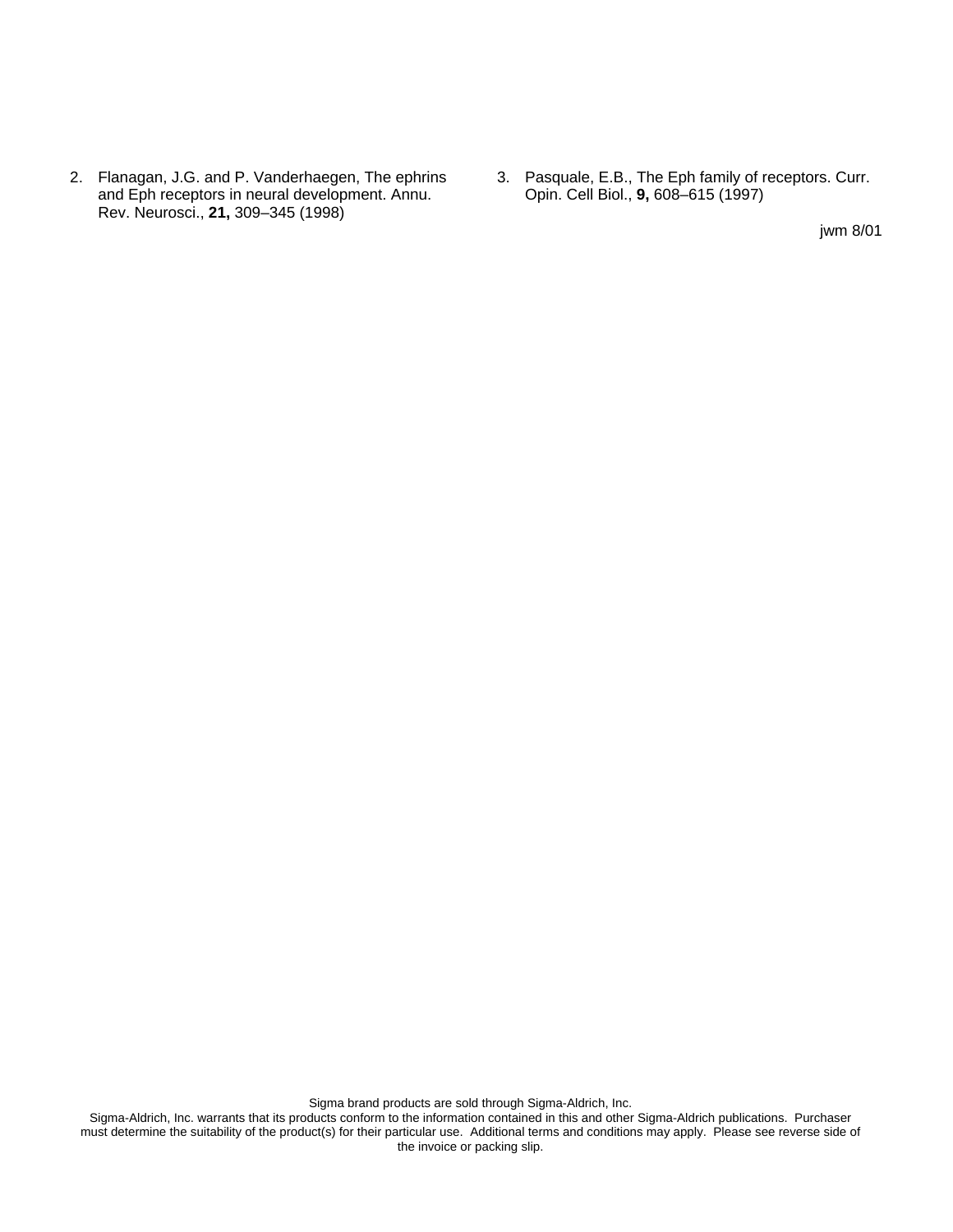2. Flanagan, J.G. and P. Vanderhaegen, The ephrins and Eph receptors in neural development. Annu. Rev. Neurosci., **21,** 309–345 (1998)

3. Pasquale, E.B., The Eph family of receptors. Curr. Opin. Cell Biol., **9,** 608–615 (1997)

jwm 8/01

Sigma brand products are sold through Sigma-Aldrich, Inc.
Sigma-Aldrich, Inc. warrants that its products conform to the information contained in this and other Sigma-Aldrich publications. Purchaser must determine the suitability of the product(s) for their particular use. Additional terms and conditions may apply. Please see reverse side of the invoice or packing slip.